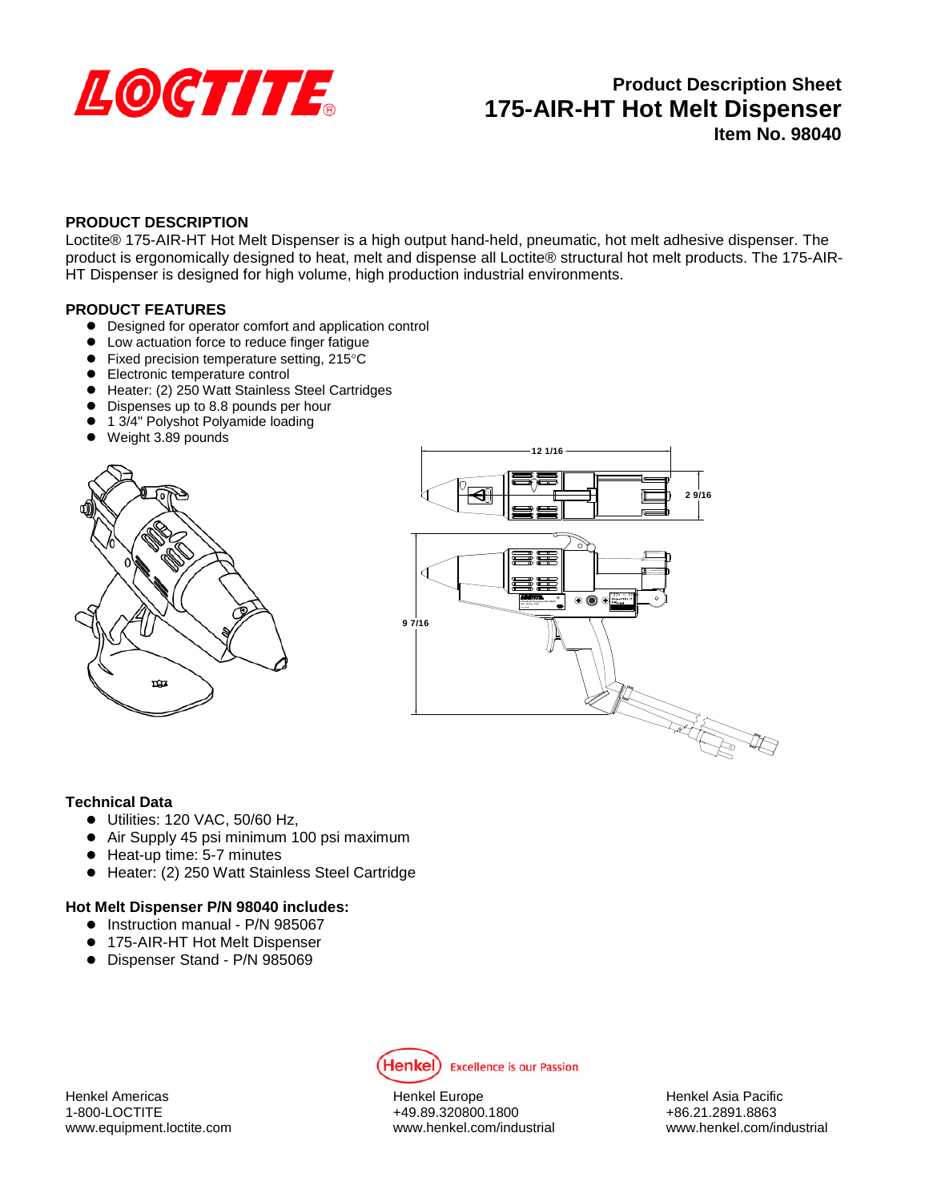# Product Description Sheet
# 175-AIR-HT Hot Melt Dispenser
## Item No. 98040

### PRODUCT DESCRIPTION

Loctite® 175-AIR-HT Hot Melt Dispenser is a high output hand-held, pneumatic, hot melt adhesive dispenser. The product is ergonomically designed to heat, melt and dispense all Loctite® structural hot melt products. The 175-AIR-HT Dispenser is designed for high volume, high production industrial environments.

### PRODUCT FEATURES

- Designed for operator comfort and application control
- Low actuation force to reduce finger fatigue
- Fixed precision temperature setting, 215°C
- Electronic temperature control
- Heater: (2) 250 Watt Stainless Steel Cartridges
- Dispenses up to 8.8 pounds per hour
- 1 3/4" Polyshot Polyamide loading
- Weight 3.89 pounds

12 1/16

2 9/16

9 7/16

### Technical Data

- Utilities: 120 VAC, 50/60 Hz,
- Air Supply 45 psi minimum 100 psi maximum
- Heat-up time: 5-7 minutes
- Heater: (2) 250 Watt Stainless Steel Cartridge

### Hot Melt Dispenser P/N 98040 includes:

- Instruction manual - P/N 985067
- 175-AIR-HT Hot Melt Dispenser
- Dispenser Stand - P/N 985069

Henkel Excellence is our Passion

Henkel Americas
1-800-LOCTITE
www.equipment.loctite.com

Henkel Europe
+49.89.320800.1800
www.henkel.com/industrial

Henkel Asia Pacific
+86.21.2891.8863
www.henkel.com/industrial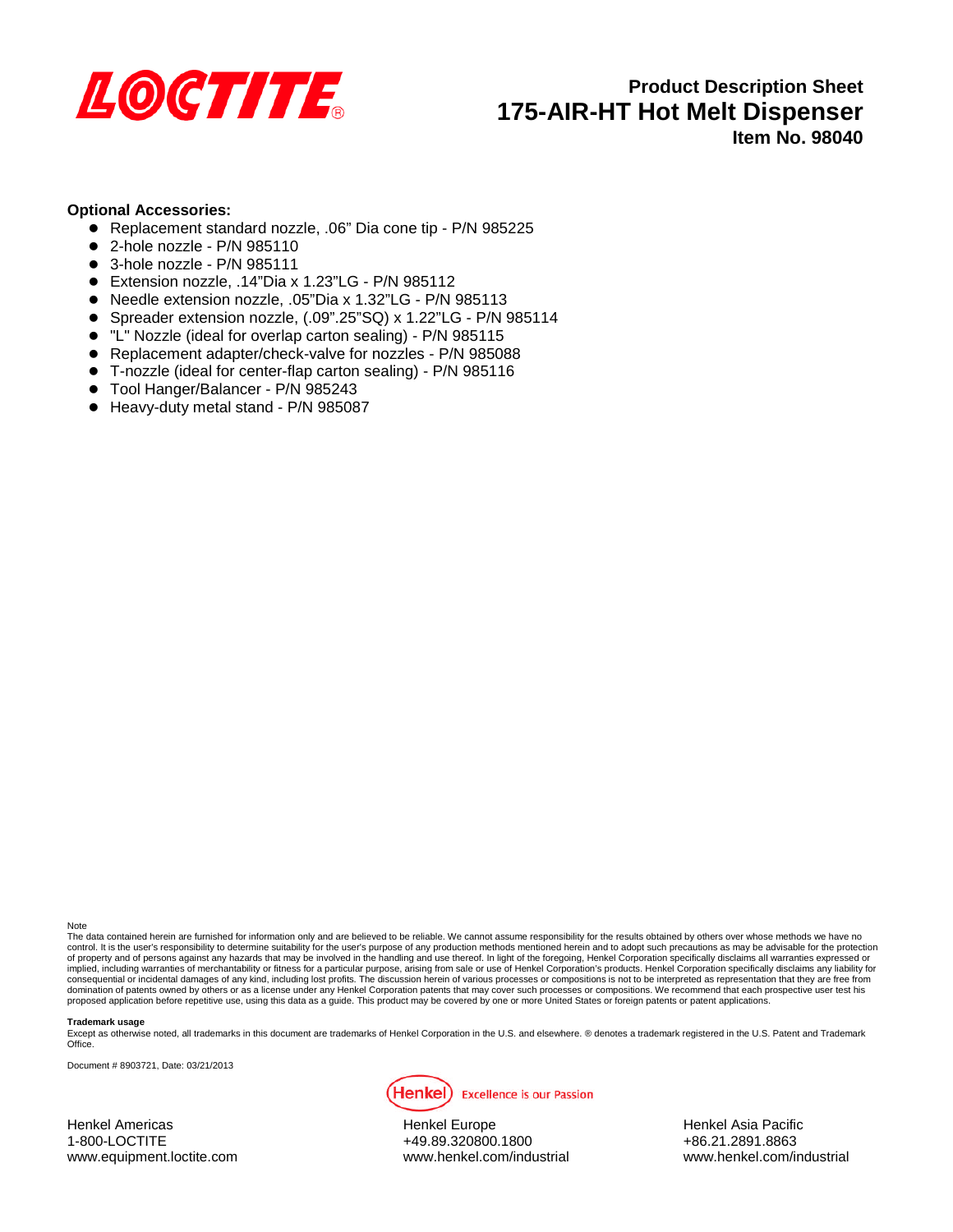**Optional Accessories:**

- Replacement standard nozzle, .06" Dia cone tip - P/N 985225
- 2-hole nozzle - P/N 985110
- 3-hole nozzle - P/N 985111
- Extension nozzle, .14"Dia x 1.23"LG - P/N 985112
- Needle extension nozzle, .05"Dia x 1.32"LG - P/N 985113
- Spreader extension nozzle, (.09".25"SQ) x 1.22"LG - P/N 985114
- "L" Nozzle (ideal for overlap carton sealing) - P/N 985115
- Replacement adapter/check-valve for nozzles - P/N 985088
- T-nozzle (ideal for center-flap carton sealing) - P/N 985116
- Tool Hanger/Balancer - P/N 985243
- Heavy-duty metal stand - P/N 985087

Note
The data contained herein are furnished for information only and are believed to be reliable. We cannot assume responsibility for the results obtained by others over whose methods we have no control. It is the user's responsibility to determine suitability for the user's purpose of any production methods mentioned herein and to adopt such precautions as may be advisable for the protection of property and of persons against any hazards that may be involved in the handling and use thereof. In light of the foregoing, Henkel Corporation specifically disclaims all warranties expressed or implied, including warranties of merchantability or fitness for a particular purpose, arising from sale or use of Henkel Corporation's products. Henkel Corporation specifically disclaims any liability for consequential or incidental damages of any kind, including lost profits. The discussion herein of various processes or compositions is not to be interpreted as representation that they are free from domination of patents owned by others or as a license under any Henkel Corporation patents that may cover such processes or compositions. We recommend that each prospective user test his proposed application before repetitive use, using this data as a guide. This product may be covered by one or more United States or foreign patents or patent applications.

**Trademark usage**
Except as otherwise noted, all trademarks in this document are trademarks of Henkel Corporation in the U.S. and elsewhere. ® denotes a trademark registered in the U.S. Patent and Trademark Office.

Document # 8903721, Date: 03/21/2013

Henkel Excellence is our Passion

Henkel Americas
1-800-LOCTITE
www.equipment.loctite.com

Henkel Europe
+49.89.320800.1800
www.henkel.com/industrial

Henkel Asia Pacific
+86.21.2891.8863
www.henkel.com/industrial